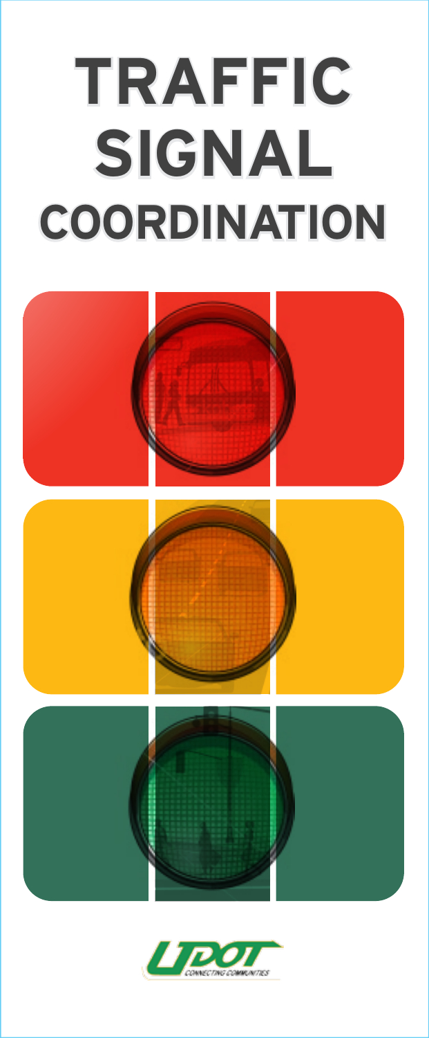# TRAFFIC SIGNAL COORDINATION

UDOT

CONNECTING COMMUNITIES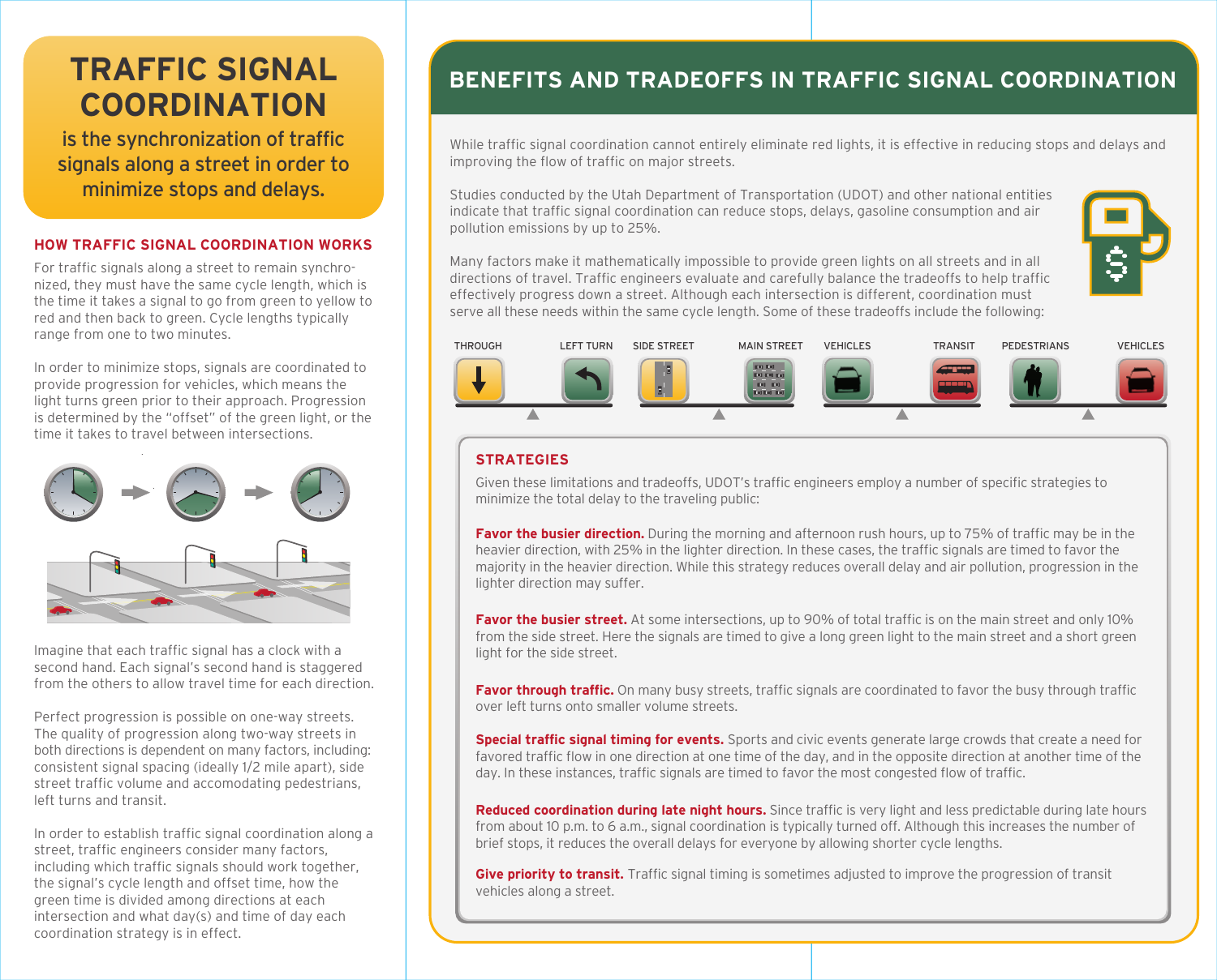# TRAFFIC SIGNAL COORDINATION

**is the synchronization of traffic signals along a street in order to minimize stops and delays.**

## HOW TRAFFIC SIGNAL COORDINATION WORKS

For traffic signals along a street to remain synchronized, they must have the same cycle length, which is the time it takes a signal to go from green to yellow to red and then back to green. Cycle lengths typically range from one to two minutes.

In order to minimize stops, signals are coordinated to provide progression for vehicles, which means the light turns green prior to their approach. Progression is determined by the "offset" of the green light, or the time it takes to travel between intersections.

Imagine that each traffic signal has a clock with a second hand. Each signal's second hand is staggered from the others to allow travel time for each direction.

Perfect progression is possible on one-way streets. The quality of progression along two-way streets in both directions is dependent on many factors, including: consistent signal spacing (ideally 1/2 mile apart), side street traffic volume and accomodating pedestrians, left turns and transit.

In order to establish traffic signal coordination along a street, traffic engineers consider many factors, including which traffic signals should work together, the signal's cycle length and offset time, how the green time is divided among directions at each intersection and what day(s) and time of day each coordination strategy is in effect.

## BENEFITS AND TRADEOFFS IN TRAFFIC SIGNAL COORDINATION

While traffic signal coordination cannot entirely eliminate red lights, it is effective in reducing stops and delays and improving the flow of traffic on major streets.

Studies conducted by the Utah Department of Transportation (UDOT) and other national entities indicate that traffic signal coordination can reduce stops, delays, gasoline consumption and air pollution emissions by up to 25%.

Many factors make it mathematically impossible to provide green lights on all streets and in all directions of travel. Traffic engineers evaluate and carefully balance the tradeoffs to help traffic effectively progress down a street. Although each intersection is different, coordination must serve all these needs within the same cycle length. Some of these tradeoffs include the following:

THROUGH — LEFT TURN | SIDE STREET — MAIN STREET | VEHICLES — TRANSIT | PEDESTRIANS — VEHICLES

### STRATEGIES

Given these limitations and tradeoffs, UDOT's traffic engineers employ a number of specific strategies to minimize the total delay to the traveling public:

**Favor the busier direction.** During the morning and afternoon rush hours, up to 75% of traffic may be in the heavier direction, with 25% in the lighter direction. In these cases, the traffic signals are timed to favor the majority in the heavier direction. While this strategy reduces overall delay and air pollution, progression in the lighter direction may suffer.

**Favor the busier street.** At some intersections, up to 90% of total traffic is on the main street and only 10% from the side street. Here the signals are timed to give a long green light to the main street and a short green light for the side street.

**Favor through traffic.** On many busy streets, traffic signals are coordinated to favor the busy through traffic over left turns onto smaller volume streets.

**Special traffic signal timing for events.** Sports and civic events generate large crowds that create a need for favored traffic flow in one direction at one time of the day, and in the opposite direction at another time of the day. In these instances, traffic signals are timed to favor the most congested flow of traffic.

**Reduced coordination during late night hours.** Since traffic is very light and less predictable during late hours from about 10 p.m. to 6 a.m., signal coordination is typically turned off. Although this increases the number of brief stops, it reduces the overall delays for everyone by allowing shorter cycle lengths.

**Give priority to transit.** Traffic signal timing is sometimes adjusted to improve the progression of transit vehicles along a street.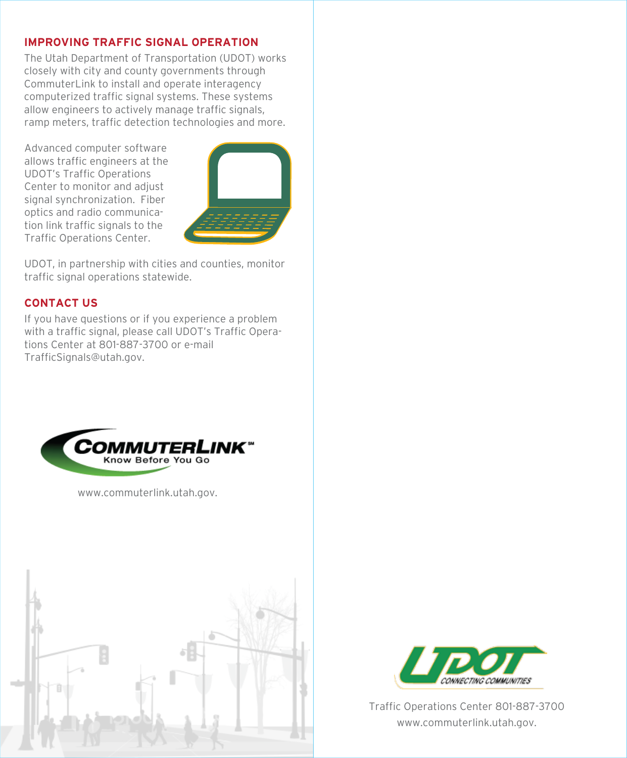## IMPROVING TRAFFIC SIGNAL OPERATION

The Utah Department of Transportation (UDOT) works closely with city and county governments through CommuterLink to install and operate interagency computerized traffic signal systems. These systems allow engineers to actively manage traffic signals, ramp meters, traffic detection technologies and more.

Advanced computer software allows traffic engineers at the UDOT's Traffic Operations Center to monitor and adjust signal synchronization. Fiber optics and radio communication link traffic signals to the Traffic Operations Center.

UDOT, in partnership with cities and counties, monitor traffic signal operations statewide.

## CONTACT US

If you have questions or if you experience a problem with a traffic signal, please call UDOT's Traffic Operations Center at 801-887-3700 or e-mail TrafficSignals@utah.gov.

COMMUTERLINK℠
Know Before You Go

www.commuterlink.utah.gov.

UDOT
CONNECTING COMMUNITIES

Traffic Operations Center 801-887-3700
www.commuterlink.utah.gov.